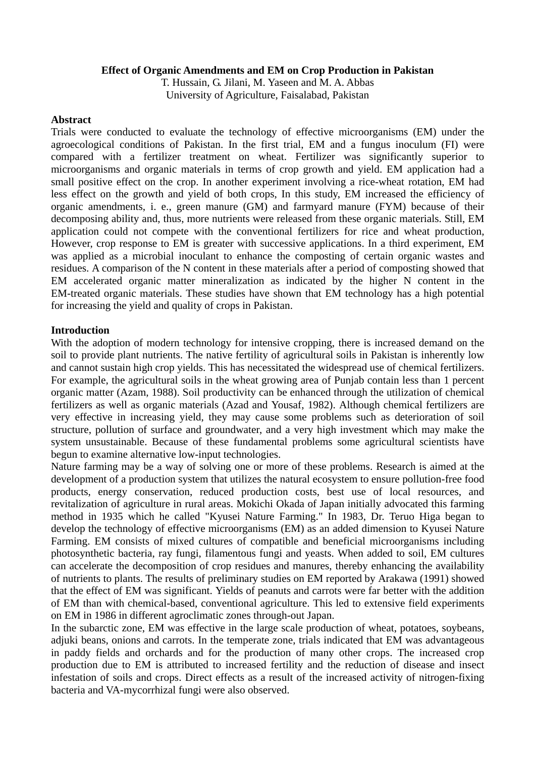# Effect of Organic Amendments and EM on Crop Production in Pakistan

T. Hussain, G. Jilani, M. Yaseen and M. A. Abbas
University of Agriculture, Faisalabad, Pakistan

## Abstract

Trials were conducted to evaluate the technology of effective microorganisms (EM) under the agroecological conditions of Pakistan. In the first trial, EM and a fungus inoculum (FI) were compared with a fertilizer treatment on wheat. Fertilizer was significantly superior to microorganisms and organic materials in terms of crop growth and yield. EM application had a small positive effect on the crop. In another experiment involving a rice-wheat rotation, EM had less effect on the growth and yield of both crops, In this study, EM increased the efficiency of organic amendments, i. e., green manure (GM) and farmyard manure (FYM) because of their decomposing ability and, thus, more nutrients were released from these organic materials. Still, EM application could not compete with the conventional fertilizers for rice and wheat production, However, crop response to EM is greater with successive applications. In a third experiment, EM was applied as a microbial inoculant to enhance the composting of certain organic wastes and residues. A comparison of the N content in these materials after a period of composting showed that EM accelerated organic matter mineralization as indicated by the higher N content in the EM-treated organic materials. These studies have shown that EM technology has a high potential for increasing the yield and quality of crops in Pakistan.

## Introduction

With the adoption of modern technology for intensive cropping, there is increased demand on the soil to provide plant nutrients. The native fertility of agricultural soils in Pakistan is inherently low and cannot sustain high crop yields. This has necessitated the widespread use of chemical fertilizers. For example, the agricultural soils in the wheat growing area of Punjab contain less than 1 percent organic matter (Azam, 1988). Soil productivity can be enhanced through the utilization of chemical fertilizers as well as organic materials (Azad and Yousaf, 1982). Although chemical fertilizers are very effective in increasing yield, they may cause some problems such as deterioration of soil structure, pollution of surface and groundwater, and a very high investment which may make the system unsustainable. Because of these fundamental problems some agricultural scientists have begun to examine alternative low-input technologies.

Nature farming may be a way of solving one or more of these problems. Research is aimed at the development of a production system that utilizes the natural ecosystem to ensure pollution-free food products, energy conservation, reduced production costs, best use of local resources, and revitalization of agriculture in rural areas. Mokichi Okada of Japan initially advocated this farming method in 1935 which he called "Kyusei Nature Farming." In 1983, Dr. Teruo Higa began to develop the technology of effective microorganisms (EM) as an added dimension to Kyusei Nature Farming. EM consists of mixed cultures of compatible and beneficial microorganisms including photosynthetic bacteria, ray fungi, filamentous fungi and yeasts. When added to soil, EM cultures can accelerate the decomposition of crop residues and manures, thereby enhancing the availability of nutrients to plants. The results of preliminary studies on EM reported by Arakawa (1991) showed that the effect of EM was significant. Yields of peanuts and carrots were far better with the addition of EM than with chemical-based, conventional agriculture. This led to extensive field experiments on EM in 1986 in different agroclimatic zones through-out Japan.

In the subarctic zone, EM was effective in the large scale production of wheat, potatoes, soybeans, adjuki beans, onions and carrots. In the temperate zone, trials indicated that EM was advantageous in paddy fields and orchards and for the production of many other crops. The increased crop production due to EM is attributed to increased fertility and the reduction of disease and insect infestation of soils and crops. Direct effects as a result of the increased activity of nitrogen-fixing bacteria and VA-mycorrhizal fungi were also observed.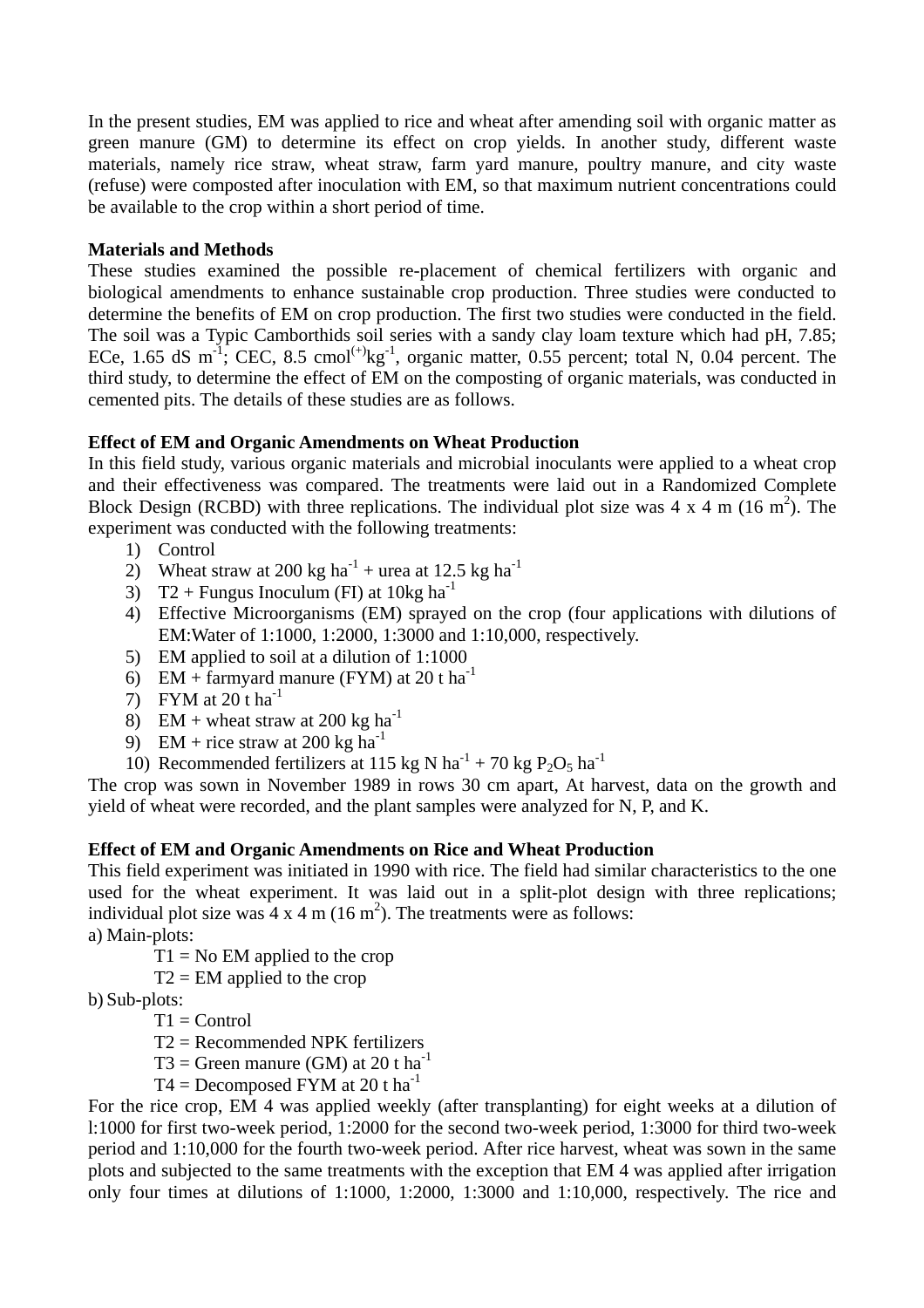In the present studies, EM was applied to rice and wheat after amending soil with organic matter as green manure (GM) to determine its effect on crop yields. In another study, different waste materials, namely rice straw, wheat straw, farm yard manure, poultry manure, and city waste (refuse) were composted after inoculation with EM, so that maximum nutrient concentrations could be available to the crop within a short period of time.

**Materials and Methods**

These studies examined the possible re-placement of chemical fertilizers with organic and biological amendments to enhance sustainable crop production. Three studies were conducted to determine the benefits of EM on crop production. The first two studies were conducted in the field. The soil was a Typic Camborthids soil series with a sandy clay loam texture which had pH, 7.85; ECe, 1.65 dS $m^{-1}$; CEC, 8.5 $cmol^{(+)} kg^{-1}$, organic matter, 0.55 percent; total N, 0.04 percent. The third study, to determine the effect of EM on the composting of organic materials, was conducted in cemented pits. The details of these studies are as follows.

**Effect of EM and Organic Amendments on Wheat Production**

In this field study, various organic materials and microbial inoculants were applied to a wheat crop and their effectiveness was compared. The treatments were laid out in a Randomized Complete Block Design (RCBD) with three replications. The individual plot size was 4 x 4 m (16 $m^2$). The experiment was conducted with the following treatments:

1) Control
2) Wheat straw at 200 kg $ha^{-1}$ + urea at 12.5 kg $ha^{-1}$
3) T2 + Fungus Inoculum (FI) at 10kg $ha^{-1}$
4) Effective Microorganisms (EM) sprayed on the crop (four applications with dilutions of EM:Water of 1:1000, 1:2000, 1:3000 and 1:10,000, respectively.
5) EM applied to soil at a dilution of 1:1000
6) EM + farmyard manure (FYM) at 20 t $ha^{-1}$
7) FYM at 20 t $ha^{-1}$
8) EM + wheat straw at 200 kg $ha^{-1}$
9) EM + rice straw at 200 kg $ha^{-1}$
10) Recommended fertilizers at 115 kg N $ha^{-1}$ + 70 kg $P_2O_5$ $ha^{-1}$

The crop was sown in November 1989 in rows 30 cm apart, At harvest, data on the growth and yield of wheat were recorded, and the plant samples were analyzed for N, P, and K.

**Effect of EM and Organic Amendments on Rice and Wheat Production**

This field experiment was initiated in 1990 with rice. The field had similar characteristics to the one used for the wheat experiment. It was laid out in a split-plot design with three replications; individual plot size was 4 x 4 m (16 $m^2$). The treatments were as follows:

a) Main-plots:

T1 = No EM applied to the crop
T2 = EM applied to the crop

b) Sub-plots:

T1 = Control
T2 = Recommended NPK fertilizers
T3 = Green manure (GM) at 20 t $ha^{-1}$
T4 = Decomposed FYM at 20 t $ha^{-1}$

For the rice crop, EM 4 was applied weekly (after transplanting) for eight weeks at a dilution of l:1000 for first two-week period, 1:2000 for the second two-week period, 1:3000 for third two-week period and 1:10,000 for the fourth two-week period. After rice harvest, wheat was sown in the same plots and subjected to the same treatments with the exception that EM 4 was applied after irrigation only four times at dilutions of 1:1000, 1:2000, 1:3000 and 1:10,000, respectively. The rice and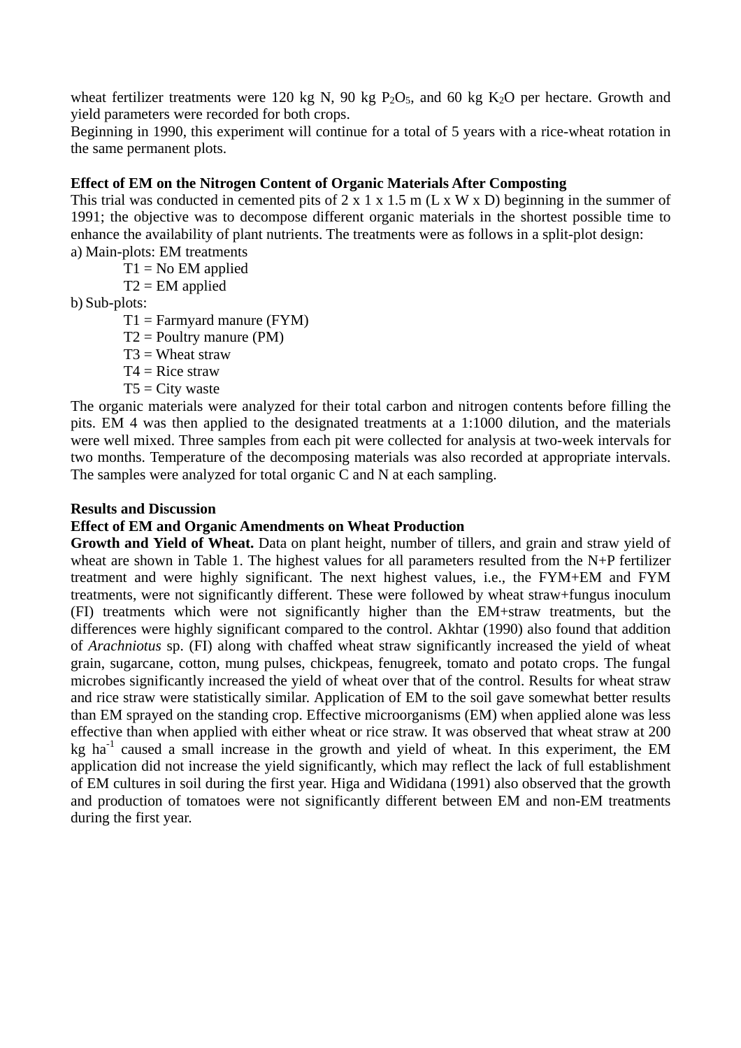wheat fertilizer treatments were 120 kg N, 90 kg $P_2O_5$, and 60 kg $K_2O$ per hectare. Growth and yield parameters were recorded for both crops.

Beginning in 1990, this experiment will continue for a total of 5 years with a rice-wheat rotation in the same permanent plots.

**Effect of EM on the Nitrogen Content of Organic Materials After Composting**

This trial was conducted in cemented pits of 2 x 1 x 1.5 m (L x W x D) beginning in the summer of 1991; the objective was to decompose different organic materials in the shortest possible time to enhance the availability of plant nutrients. The treatments were as follows in a split-plot design:

a) Main-plots: EM treatments
   - T1 = No EM applied
   - T2 = EM applied

b) Sub-plots:
   - T1 = Farmyard manure (FYM)
   - T2 = Poultry manure (PM)
   - T3 = Wheat straw
   - T4 = Rice straw
   - T5 = City waste

The organic materials were analyzed for their total carbon and nitrogen contents before filling the pits. EM 4 was then applied to the designated treatments at a 1:1000 dilution, and the materials were well mixed. Three samples from each pit were collected for analysis at two-week intervals for two months. Temperature of the decomposing materials was also recorded at appropriate intervals. The samples were analyzed for total organic C and N at each sampling.

**Results and Discussion**

**Effect of EM and Organic Amendments on Wheat Production**

**Growth and Yield of Wheat.** Data on plant height, number of tillers, and grain and straw yield of wheat are shown in Table 1. The highest values for all parameters resulted from the N+P fertilizer treatment and were highly significant. The next highest values, i.e., the FYM+EM and FYM treatments, were not significantly different. These were followed by wheat straw+fungus inoculum (FI) treatments which were not significantly higher than the EM+straw treatments, but the differences were highly significant compared to the control. Akhtar (1990) also found that addition of *Arachniotus* sp. (FI) along with chaffed wheat straw significantly increased the yield of wheat grain, sugarcane, cotton, mung pulses, chickpeas, fenugreek, tomato and potato crops. The fungal microbes significantly increased the yield of wheat over that of the control. Results for wheat straw and rice straw were statistically similar. Application of EM to the soil gave somewhat better results than EM sprayed on the standing crop. Effective microorganisms (EM) when applied alone was less effective than when applied with either wheat or rice straw. It was observed that wheat straw at 200 kg $ha^{-1}$ caused a small increase in the growth and yield of wheat. In this experiment, the EM application did not increase the yield significantly, which may reflect the lack of full establishment of EM cultures in soil during the first year. Higa and Wididana (1991) also observed that the growth and production of tomatoes were not significantly different between EM and non-EM treatments during the first year.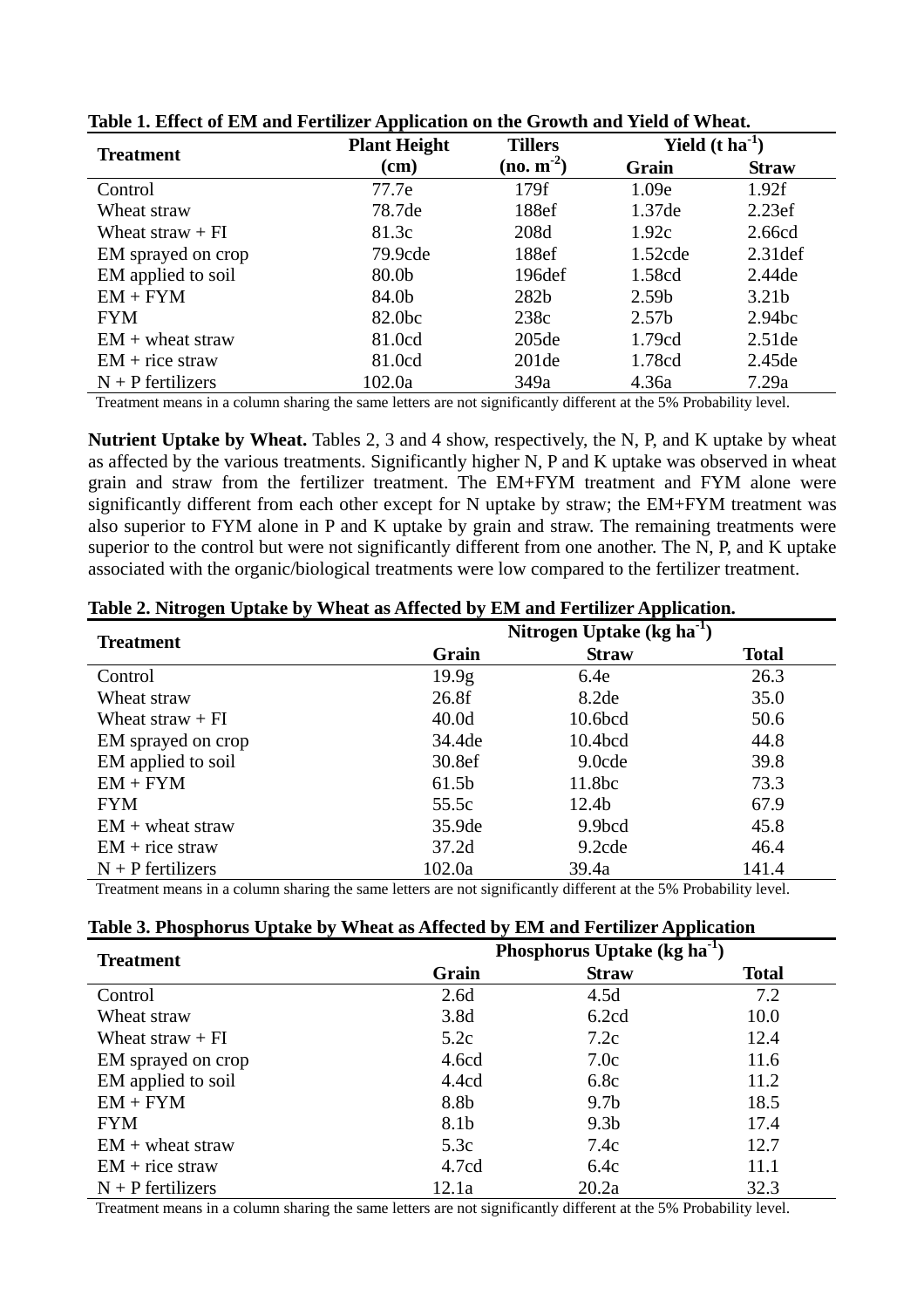**Table 1. Effect of EM and Fertilizer Application on the Growth and Yield of Wheat.**

| Treatment | Plant Height (cm) | Tillers (no. $m^{-2}$) | Yield (t $ha^{-1}$) | |
|---|---|---|---|---|
| | | | Grain | Straw |
| Control | 77.7e | 179f | 1.09e | 1.92f |
| Wheat straw | 78.7de | 188ef | 1.37de | 2.23ef |
| Wheat straw + FI | 81.3c | 208d | 1.92c | 2.66cd |
| EM sprayed on crop | 79.9cde | 188ef | 1.52cde | 2.31def |
| EM applied to soil | 80.0b | 196def | 1.58cd | 2.44de |
| EM + FYM | 84.0b | 282b | 2.59b | 3.21b |
| FYM | 82.0bc | 238c | 2.57b | 2.94bc |
| EM + wheat straw | 81.0cd | 205de | 1.79cd | 2.51de |
| EM + rice straw | 81.0cd | 201de | 1.78cd | 2.45de |
| N + P fertilizers | 102.0a | 349a | 4.36a | 7.29a |

Treatment means in a column sharing the same letters are not significantly different at the 5% Probability level.

**Nutrient Uptake by Wheat.** Tables 2, 3 and 4 show, respectively, the N, P, and K uptake by wheat as affected by the various treatments. Significantly higher N, P and K uptake was observed in wheat grain and straw from the fertilizer treatment. The EM+FYM treatment and FYM alone were significantly different from each other except for N uptake by straw; the EM+FYM treatment was also superior to FYM alone in P and K uptake by grain and straw. The remaining treatments were superior to the control but were not significantly different from one another. The N, P, and K uptake associated with the organic/biological treatments were low compared to the fertilizer treatment.

**Table 2. Nitrogen Uptake by Wheat as Affected by EM and Fertilizer Application.**

| Treatment | Nitrogen Uptake (kg $ha^{-1}$) | | |
|---|---|---|---|
| | Grain | Straw | Total |
| Control | 19.9g | 6.4e | 26.3 |
| Wheat straw | 26.8f | 8.2de | 35.0 |
| Wheat straw + FI | 40.0d | 10.6bcd | 50.6 |
| EM sprayed on crop | 34.4de | 10.4bcd | 44.8 |
| EM applied to soil | 30.8ef | 9.0cde | 39.8 |
| EM + FYM | 61.5b | 11.8bc | 73.3 |
| FYM | 55.5c | 12.4b | 67.9 |
| EM + wheat straw | 35.9de | 9.9bcd | 45.8 |
| EM + rice straw | 37.2d | 9.2cde | 46.4 |
| N + P fertilizers | 102.0a | 39.4a | 141.4 |

Treatment means in a column sharing the same letters are not significantly different at the 5% Probability level.

**Table 3. Phosphorus Uptake by Wheat as Affected by EM and Fertilizer Application**

| Treatment | Phosphorus Uptake (kg $ha^{-1}$) | | |
|---|---|---|---|
| | Grain | Straw | Total |
| Control | 2.6d | 4.5d | 7.2 |
| Wheat straw | 3.8d | 6.2cd | 10.0 |
| Wheat straw + FI | 5.2c | 7.2c | 12.4 |
| EM sprayed on crop | 4.6cd | 7.0c | 11.6 |
| EM applied to soil | 4.4cd | 6.8c | 11.2 |
| EM + FYM | 8.8b | 9.7b | 18.5 |
| FYM | 8.1b | 9.3b | 17.4 |
| EM + wheat straw | 5.3c | 7.4c | 12.7 |
| EM + rice straw | 4.7cd | 6.4c | 11.1 |
| N + P fertilizers | 12.1a | 20.2a | 32.3 |

Treatment means in a column sharing the same letters are not significantly different at the 5% Probability level.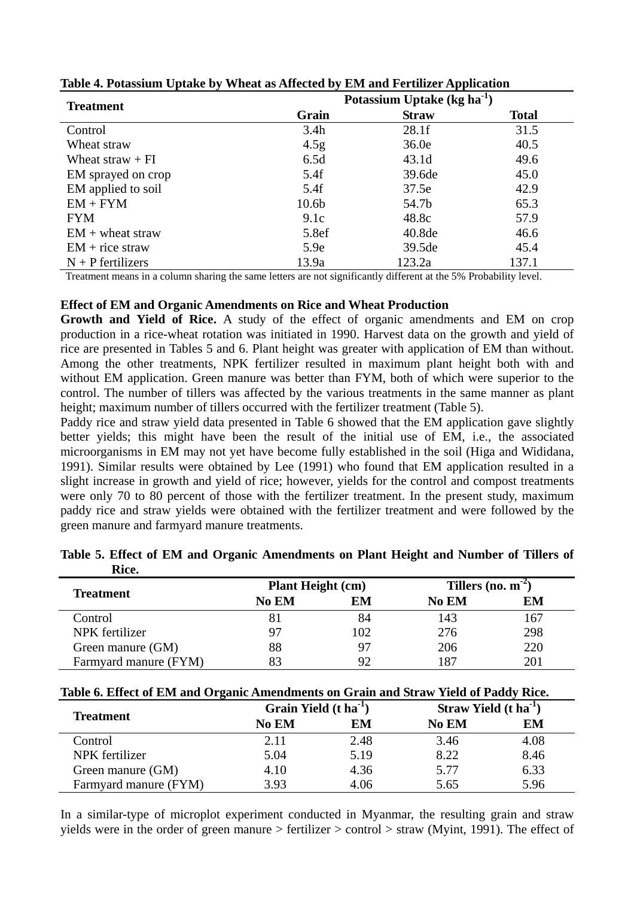**Table 4. Potassium Uptake by Wheat as Affected by EM and Fertilizer Application**

| Treatment | Potassium Uptake (kg ha$^{-1}$) | | |
|---|---|---|---|
| | Grain | Straw | Total |
| Control | 3.4h | 28.1f | 31.5 |
| Wheat straw | 4.5g | 36.0e | 40.5 |
| Wheat straw + FI | 6.5d | 43.1d | 49.6 |
| EM sprayed on crop | 5.4f | 39.6de | 45.0 |
| EM applied to soil | 5.4f | 37.5e | 42.9 |
| EM + FYM | 10.6b | 54.7b | 65.3 |
| FYM | 9.1c | 48.8c | 57.9 |
| EM + wheat straw | 5.8ef | 40.8de | 46.6 |
| EM + rice straw | 5.9e | 39.5de | 45.4 |
| N + P fertilizers | 13.9a | 123.2a | 137.1 |

Treatment means in a column sharing the same letters are not significantly different at the 5% Probability level.

**Effect of EM and Organic Amendments on Rice and Wheat Production**

**Growth and Yield of Rice.** A study of the effect of organic amendments and EM on crop production in a rice-wheat rotation was initiated in 1990. Harvest data on the growth and yield of rice are presented in Tables 5 and 6. Plant height was greater with application of EM than without. Among the other treatments, NPK fertilizer resulted in maximum plant height both with and without EM application. Green manure was better than FYM, both of which were superior to the control. The number of tillers was affected by the various treatments in the same manner as plant height; maximum number of tillers occurred with the fertilizer treatment (Table 5).

Paddy rice and straw yield data presented in Table 6 showed that the EM application gave slightly better yields; this might have been the result of the initial use of EM, i.e., the associated microorganisms in EM may not yet have become fully established in the soil (Higa and Wididana, 1991). Similar results were obtained by Lee (1991) who found that EM application resulted in a slight increase in growth and yield of rice; however, yields for the control and compost treatments were only 70 to 80 percent of those with the fertilizer treatment. In the present study, maximum paddy rice and straw yields were obtained with the fertilizer treatment and were followed by the green manure and farmyard manure treatments.

**Table 5. Effect of EM and Organic Amendments on Plant Height and Number of Tillers of Rice.**

| Treatment | Plant Height (cm) | | Tillers (no. m$^{-2}$) | |
|---|---|---|---|---|
| | No EM | EM | No EM | EM |
| Control | 81 | 84 | 143 | 167 |
| NPK fertilizer | 97 | 102 | 276 | 298 |
| Green manure (GM) | 88 | 97 | 206 | 220 |
| Farmyard manure (FYM) | 83 | 92 | 187 | 201 |

**Table 6. Effect of EM and Organic Amendments on Grain and Straw Yield of Paddy Rice.**

| Treatment | Grain Yield (t ha$^{-1}$) | | Straw Yield (t ha$^{-1}$) | |
|---|---|---|---|---|
| | No EM | EM | No EM | EM |
| Control | 2.11 | 2.48 | 3.46 | 4.08 |
| NPK fertilizer | 5.04 | 5.19 | 8.22 | 8.46 |
| Green manure (GM) | 4.10 | 4.36 | 5.77 | 6.33 |
| Farmyard manure (FYM) | 3.93 | 4.06 | 5.65 | 5.96 |

In a similar-type of microplot experiment conducted in Myanmar, the resulting grain and straw yields were in the order of green manure > fertilizer > control > straw (Myint, 1991). The effect of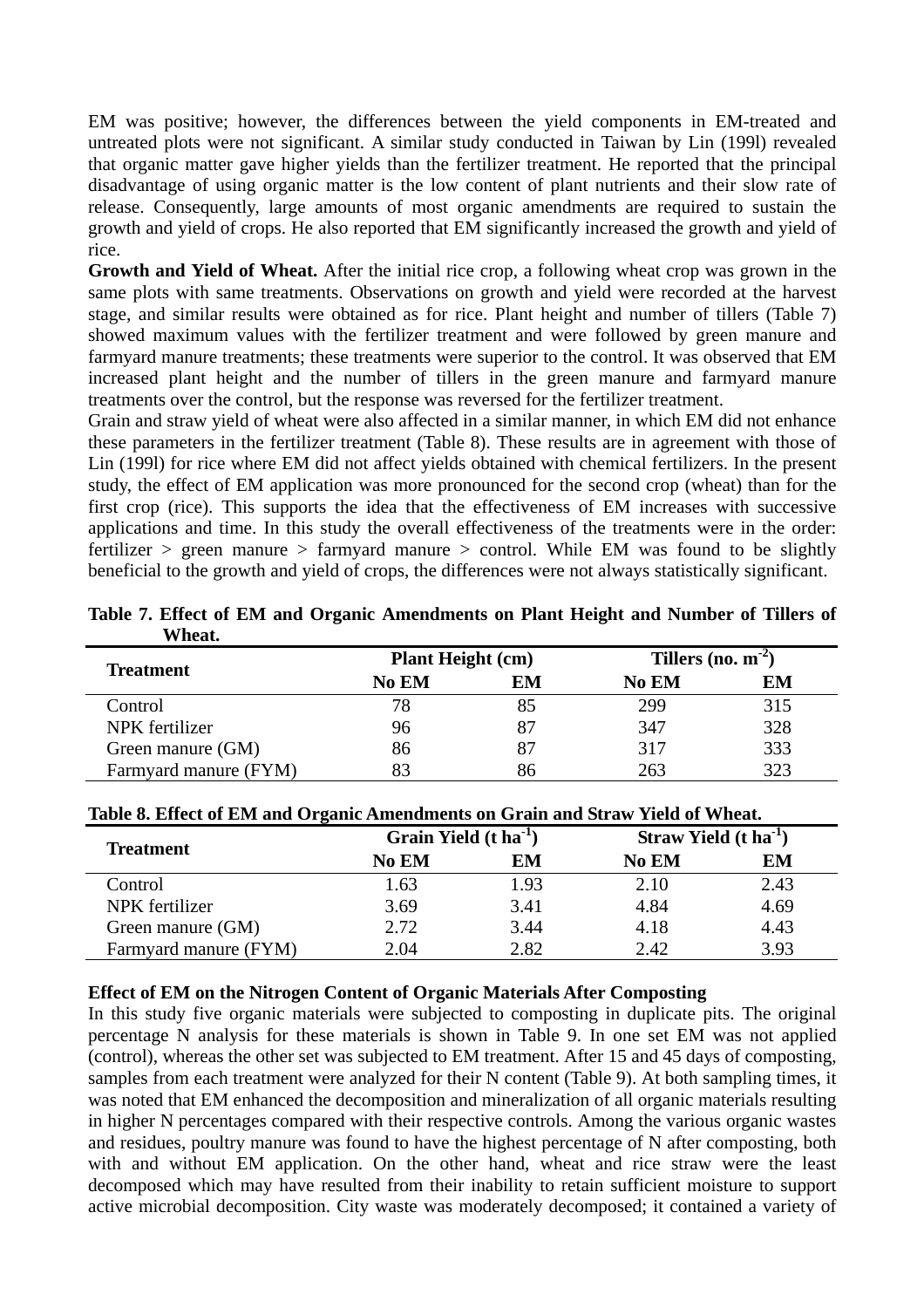EM was positive; however, the differences between the yield components in EM-treated and untreated plots were not significant. A similar study conducted in Taiwan by Lin (199l) revealed that organic matter gave higher yields than the fertilizer treatment. He reported that the principal disadvantage of using organic matter is the low content of plant nutrients and their slow rate of release. Consequently, large amounts of most organic amendments are required to sustain the growth and yield of crops. He also reported that EM significantly increased the growth and yield of rice.

**Growth and Yield of Wheat.** After the initial rice crop, a following wheat crop was grown in the same plots with same treatments. Observations on growth and yield were recorded at the harvest stage, and similar results were obtained as for rice. Plant height and number of tillers (Table 7) showed maximum values with the fertilizer treatment and were followed by green manure and farmyard manure treatments; these treatments were superior to the control. It was observed that EM increased plant height and the number of tillers in the green manure and farmyard manure treatments over the control, but the response was reversed for the fertilizer treatment.

Grain and straw yield of wheat were also affected in a similar manner, in which EM did not enhance these parameters in the fertilizer treatment (Table 8). These results are in agreement with those of Lin (199l) for rice where EM did not affect yields obtained with chemical fertilizers. In the present study, the effect of EM application was more pronounced for the second crop (wheat) than for the first crop (rice). This supports the idea that the effectiveness of EM increases with successive applications and time. In this study the overall effectiveness of the treatments were in the order: fertilizer > green manure > farmyard manure > control. While EM was found to be slightly beneficial to the growth and yield of crops, the differences were not always statistically significant.

**Table 7. Effect of EM and Organic Amendments on Plant Height and Number of Tillers of Wheat.**

| Treatment | Plant Height (cm) | | Tillers (no. $m^{-2}$) | |
|---|---|---|---|---|
| | No EM | EM | No EM | EM |
| Control | 78 | 85 | 299 | 315 |
| NPK fertilizer | 96 | 87 | 347 | 328 |
| Green manure (GM) | 86 | 87 | 317 | 333 |
| Farmyard manure (FYM) | 83 | 86 | 263 | 323 |

**Table 8. Effect of EM and Organic Amendments on Grain and Straw Yield of Wheat.**

| Treatment | Grain Yield (t $ha^{-1}$) | | Straw Yield (t $ha^{-1}$) | |
|---|---|---|---|---|
| | No EM | EM | No EM | EM |
| Control | 1.63 | 1.93 | 2.10 | 2.43 |
| NPK fertilizer | 3.69 | 3.41 | 4.84 | 4.69 |
| Green manure (GM) | 2.72 | 3.44 | 4.18 | 4.43 |
| Farmyard manure (FYM) | 2.04 | 2.82 | 2.42 | 3.93 |

**Effect of EM on the Nitrogen Content of Organic Materials After Composting**

In this study five organic materials were subjected to composting in duplicate pits. The original percentage N analysis for these materials is shown in Table 9. In one set EM was not applied (control), whereas the other set was subjected to EM treatment. After 15 and 45 days of composting, samples from each treatment were analyzed for their N content (Table 9). At both sampling times, it was noted that EM enhanced the decomposition and mineralization of all organic materials resulting in higher N percentages compared with their respective controls. Among the various organic wastes and residues, poultry manure was found to have the highest percentage of N after composting, both with and without EM application. On the other hand, wheat and rice straw were the least decomposed which may have resulted from their inability to retain sufficient moisture to support active microbial decomposition. City waste was moderately decomposed; it contained a variety of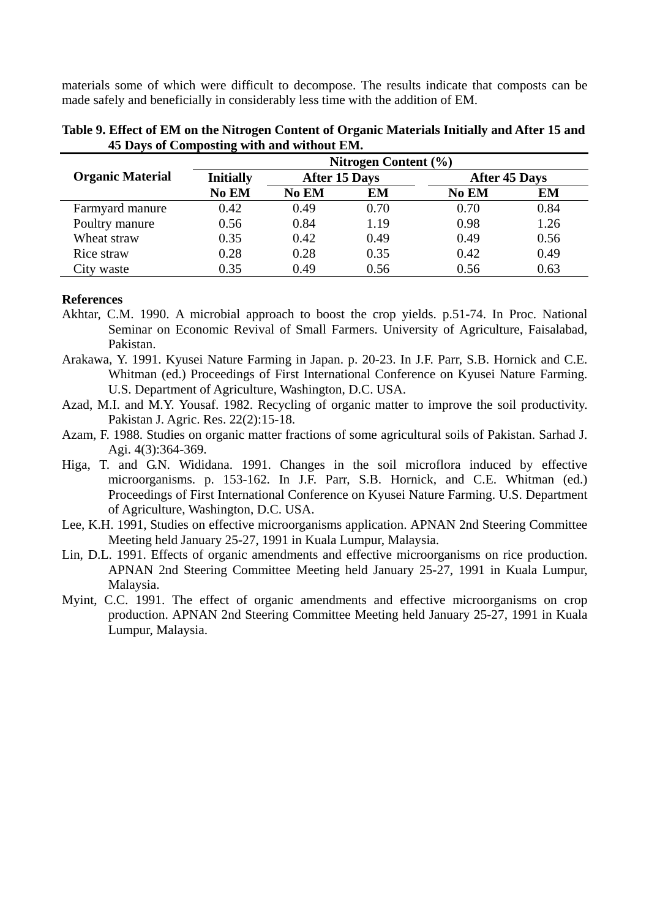materials some of which were difficult to decompose. The results indicate that composts can be made safely and beneficially in considerably less time with the addition of EM.

**Table 9. Effect of EM on the Nitrogen Content of Organic Materials Initially and After 15 and 45 Days of Composting with and without EM.**

| Organic Material | Nitrogen Content (%) | | | | |
|---|---|---|---|---|---|
| | Initially | After 15 Days | | After 45 Days | |
| | No EM | No EM | EM | No EM | EM |
| Farmyard manure | 0.42 | 0.49 | 0.70 | 0.70 | 0.84 |
| Poultry manure | 0.56 | 0.84 | 1.19 | 0.98 | 1.26 |
| Wheat straw | 0.35 | 0.42 | 0.49 | 0.49 | 0.56 |
| Rice straw | 0.28 | 0.28 | 0.35 | 0.42 | 0.49 |
| City waste | 0.35 | 0.49 | 0.56 | 0.56 | 0.63 |

**References**

Akhtar, C.M. 1990. A microbial approach to boost the crop yields. p.51-74. In Proc. National Seminar on Economic Revival of Small Farmers. University of Agriculture, Faisalabad, Pakistan.

Arakawa, Y. 1991. Kyusei Nature Farming in Japan. p. 20-23. In J.F. Parr, S.B. Hornick and C.E. Whitman (ed.) Proceedings of First International Conference on Kyusei Nature Farming. U.S. Department of Agriculture, Washington, D.C. USA.

Azad, M.I. and M.Y. Yousaf. 1982. Recycling of organic matter to improve the soil productivity. Pakistan J. Agric. Res. 22(2):15-18.

Azam, F. 1988. Studies on organic matter fractions of some agricultural soils of Pakistan. Sarhad J. Agi. 4(3):364-369.

Higa, T. and G.N. Wididana. 1991. Changes in the soil microflora induced by effective microorganisms. p. 153-162. In J.F. Parr, S.B. Hornick, and C.E. Whitman (ed.) Proceedings of First International Conference on Kyusei Nature Farming. U.S. Department of Agriculture, Washington, D.C. USA.

Lee, K.H. 1991, Studies on effective microorganisms application. APNAN 2nd Steering Committee Meeting held January 25-27, 1991 in Kuala Lumpur, Malaysia.

Lin, D.L. 1991. Effects of organic amendments and effective microorganisms on rice production. APNAN 2nd Steering Committee Meeting held January 25-27, 1991 in Kuala Lumpur, Malaysia.

Myint, C.C. 1991. The effect of organic amendments and effective microorganisms on crop production. APNAN 2nd Steering Committee Meeting held January 25-27, 1991 in Kuala Lumpur, Malaysia.